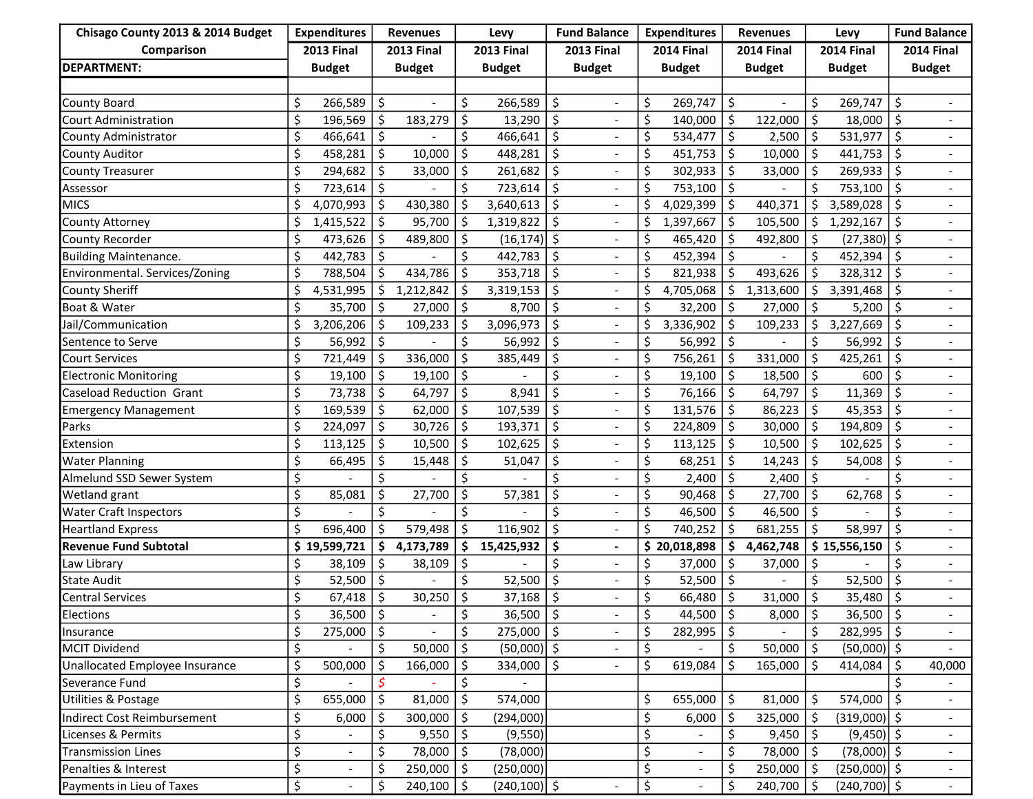| Chisago County 2013 & 2014 Budget Comparison | Expenditures | Revenues | Levy | Fund Balance | Expenditures | Revenues | Levy | Fund Balance |
|---|---|---|---|---|---|---|---|---|
| DEPARTMENT: | 2013 Final Budget | 2013 Final Budget | 2013 Final Budget | 2013 Final Budget | 2014 Final Budget | 2014 Final Budget | 2014 Final Budget | 2014 Final Budget |
| | | | | | | | | |
| County Board | $ 266,589 | $ - | $ 266,589 | $ - | $ 269,747 | $ - | $ 269,747 | $ - |
| Court Administration | $ 196,569 | $ 183,279 | $ 13,290 | $ - | $ 140,000 | $ 122,000 | $ 18,000 | $ - |
| County Administrator | $ 466,641 | $ - | $ 466,641 | $ - | $ 534,477 | $ 2,500 | $ 531,977 | $ - |
| County Auditor | $ 458,281 | $ 10,000 | $ 448,281 | $ - | $ 451,753 | $ 10,000 | $ 441,753 | $ - |
| County Treasurer | $ 294,682 | $ 33,000 | $ 261,682 | $ - | $ 302,933 | $ 33,000 | $ 269,933 | $ - |
| Assessor | $ 723,614 | $ - | $ 723,614 | $ - | $ 753,100 | $ - | $ 753,100 | $ - |
| MICS | $ 4,070,993 | $ 430,380 | $ 3,640,613 | $ - | $ 4,029,399 | $ 440,371 | $ 3,589,028 | $ - |
| County Attorney | $ 1,415,522 | $ 95,700 | $ 1,319,822 | $ - | $ 1,397,667 | $ 105,500 | $ 1,292,167 | $ - |
| County Recorder | $ 473,626 | $ 489,800 | $ (16,174) | $ - | $ 465,420 | $ 492,800 | $ (27,380) | $ - |
| Building Maintenance. | $ 442,783 | $ - | $ 442,783 | $ - | $ 452,394 | $ - | $ 452,394 | $ - |
| Environmental. Services/Zoning | $ 788,504 | $ 434,786 | $ 353,718 | $ - | $ 821,938 | $ 493,626 | $ 328,312 | $ - |
| County Sheriff | $ 4,531,995 | $ 1,212,842 | $ 3,319,153 | $ - | $ 4,705,068 | $ 1,313,600 | $ 3,391,468 | $ - |
| Boat & Water | $ 35,700 | $ 27,000 | $ 8,700 | $ - | $ 32,200 | $ 27,000 | $ 5,200 | $ - |
| Jail/Communication | $ 3,206,206 | $ 109,233 | $ 3,096,973 | $ - | $ 3,336,902 | $ 109,233 | $ 3,227,669 | $ - |
| Sentence to Serve | $ 56,992 | $ - | $ 56,992 | $ - | $ 56,992 | $ - | $ 56,992 | $ - |
| Court Services | $ 721,449 | $ 336,000 | $ 385,449 | $ - | $ 756,261 | $ 331,000 | $ 425,261 | $ - |
| Electronic Monitoring | $ 19,100 | $ 19,100 | $ - | $ - | $ 19,100 | $ 18,500 | $ 600 | $ - |
| Caseload Reduction Grant | $ 73,738 | $ 64,797 | $ 8,941 | $ - | $ 76,166 | $ 64,797 | $ 11,369 | $ - |
| Emergency Management | $ 169,539 | $ 62,000 | $ 107,539 | $ - | $ 131,576 | $ 86,223 | $ 45,353 | $ - |
| Parks | $ 224,097 | $ 30,726 | $ 193,371 | $ - | $ 224,809 | $ 30,000 | $ 194,809 | $ - |
| Extension | $ 113,125 | $ 10,500 | $ 102,625 | $ - | $ 113,125 | $ 10,500 | $ 102,625 | $ - |
| Water Planning | $ 66,495 | $ 15,448 | $ 51,047 | $ - | $ 68,251 | $ 14,243 | $ 54,008 | $ - |
| Almelund SSD Sewer System | $ - | $ - | $ - | $ - | $ 2,400 | $ 2,400 | $ - | $ - |
| Wetland grant | $ 85,081 | $ 27,700 | $ 57,381 | $ - | $ 90,468 | $ 27,700 | $ 62,768 | $ - |
| Water Craft Inspectors | $ - | $ - | $ - | $ - | $ 46,500 | $ 46,500 | $ - | $ - |
| Heartland Express | $ 696,400 | $ 579,498 | $ 116,902 | $ - | $ 740,252 | $ 681,255 | $ 58,997 | $ - |
| **Revenue Fund Subtotal** | **$ 19,599,721** | **$ 4,173,789** | **$ 15,425,932** | **$ -** | **$ 20,018,898** | **$ 4,462,748** | **$ 15,556,150** | $ - |
| Law Library | $ 38,109 | $ 38,109 | $ - | $ - | $ 37,000 | $ 37,000 | $ - | $ - |
| State Audit | $ 52,500 | $ - | $ 52,500 | $ - | $ 52,500 | $ - | $ 52,500 | $ - |
| Central Services | $ 67,418 | $ 30,250 | $ 37,168 | $ - | $ 66,480 | $ 31,000 | $ 35,480 | $ - |
| Elections | $ 36,500 | $ - | $ 36,500 | $ - | $ 44,500 | $ 8,000 | $ 36,500 | $ - |
| Insurance | $ 275,000 | $ - | $ 275,000 | $ - | $ 282,995 | $ - | $ 282,995 | $ - |
| MCIT Dividend | $ - | $ 50,000 | $ (50,000) | $ - | $ - | $ 50,000 | $ (50,000) | $ - |
| Unallocated Employee Insurance | $ 500,000 | $ 166,000 | $ 334,000 | $ - | $ 619,084 | $ 165,000 | $ 414,084 | $ 40,000 |
| Severance Fund | $ - | $ - | $ - | | | | | $ - |
| Utilities & Postage | $ 655,000 | $ 81,000 | $ 574,000 | | $ 655,000 | $ 81,000 | $ 574,000 | $ - |
| Indirect Cost Reimbursement | $ 6,000 | $ 300,000 | $ (294,000) | | $ 6,000 | $ 325,000 | $ (319,000) | $ - |
| Licenses & Permits | $ - | $ 9,550 | $ (9,550) | | $ - | $ 9,450 | $ (9,450) | $ - |
| Transmission Lines | $ - | $ 78,000 | $ (78,000) | | $ - | $ 78,000 | $ (78,000) | $ - |
| Penalties & Interest | $ - | $ 250,000 | $ (250,000) | | $ - | $ 250,000 | $ (250,000) | $ - |
| Payments in Lieu of Taxes | $ - | $ 240,100 | $ (240,100) | $ - | $ - | $ 240,700 | $ (240,700) | $ - |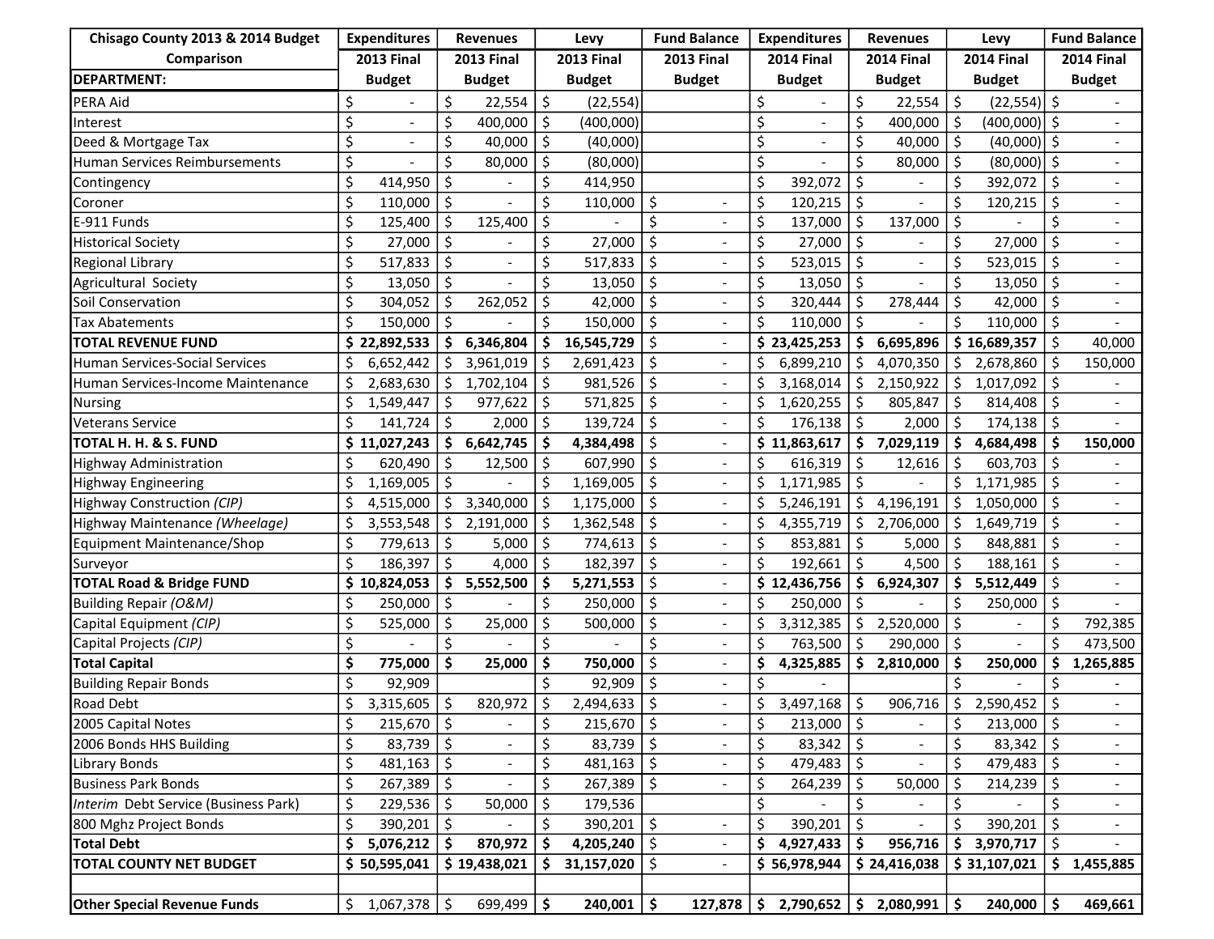| Chisago County 2013 & 2014 Budget Comparison | Expenditures | Revenues | Levy | Fund Balance | Expenditures | Revenues | Levy | Fund Balance |
|---|---|---|---|---|---|---|---|---|
| | 2013 Final Budget | 2013 Final Budget | 2013 Final Budget | 2013 Final Budget | 2014 Final Budget | 2014 Final Budget | 2014 Final Budget | 2014 Final Budget |
| **DEPARTMENT:** | | | | | | | | |
| PERA Aid | $ - | $ 22,554 | $ (22,554) | | $ - | $ 22,554 | $ (22,554) | $ - |
| Interest | $ - | $ 400,000 | $ (400,000) | | $ - | $ 400,000 | $ (400,000) | $ - |
| Deed & Mortgage Tax | $ - | $ 40,000 | $ (40,000) | | $ - | $ 40,000 | $ (40,000) | $ - |
| Human Services Reimbursements | $ - | $ 80,000 | $ (80,000) | | $ - | $ 80,000 | $ (80,000) | $ - |
| Contingency | $ 414,950 | $ - | $ 414,950 | | $ 392,072 | $ - | $ 392,072 | $ - |
| Coroner | $ 110,000 | $ - | $ 110,000 | $ - | $ 120,215 | $ - | $ 120,215 | $ - |
| E-911 Funds | $ 125,400 | $ 125,400 | $ - | $ - | $ 137,000 | $ 137,000 | $ - | $ - |
| Historical Society | $ 27,000 | $ - | $ 27,000 | $ - | $ 27,000 | $ - | $ 27,000 | $ - |
| Regional Library | $ 517,833 | $ - | $ 517,833 | $ - | $ 523,015 | $ - | $ 523,015 | $ - |
| Agricultural Society | $ 13,050 | $ - | $ 13,050 | $ - | $ 13,050 | $ - | $ 13,050 | $ - |
| Soil Conservation | $ 304,052 | $ 262,052 | $ 42,000 | $ - | $ 320,444 | $ 278,444 | $ 42,000 | $ - |
| Tax Abatements | $ 150,000 | $ - | $ 150,000 | $ - | $ 110,000 | $ - | $ 110,000 | $ - |
| **TOTAL REVENUE FUND** | **$ 22,892,533** | **$ 6,346,804** | **$ 16,545,729** | $ - | **$ 23,425,253** | **$ 6,695,896** | **$ 16,689,357** | $ 40,000 |
| Human Services-Social Services | $ 6,652,442 | $ 3,961,019 | $ 2,691,423 | $ - | $ 6,899,210 | $ 4,070,350 | $ 2,678,860 | $ 150,000 |
| Human Services-Income Maintenance | $ 2,683,630 | $ 1,702,104 | $ 981,526 | $ - | $ 3,168,014 | $ 2,150,922 | $ 1,017,092 | $ - |
| Nursing | $ 1,549,447 | $ 977,622 | $ 571,825 | $ - | $ 1,620,255 | $ 805,847 | $ 814,408 | $ - |
| Veterans Service | $ 141,724 | $ 2,000 | $ 139,724 | $ - | $ 176,138 | $ 2,000 | $ 174,138 | $ - |
| **TOTAL H. H. & S. FUND** | **$ 11,027,243** | **$ 6,642,745** | **$ 4,384,498** | $ - | **$ 11,863,617** | **$ 7,029,119** | **$ 4,684,498** | **$ 150,000** |
| Highway Administration | $ 620,490 | $ 12,500 | $ 607,990 | $ - | $ 616,319 | $ 12,616 | $ 603,703 | $ - |
| Highway Engineering | $ 1,169,005 | $ - | $ 1,169,005 | $ - | $ 1,171,985 | $ - | $ 1,171,985 | $ - |
| Highway Construction *(CIP)* | $ 4,515,000 | $ 3,340,000 | $ 1,175,000 | $ - | $ 5,246,191 | $ 4,196,191 | $ 1,050,000 | $ - |
| Highway Maintenance *(Wheelage)* | $ 3,553,548 | $ 2,191,000 | $ 1,362,548 | $ - | $ 4,355,719 | $ 2,706,000 | $ 1,649,719 | $ - |
| Equipment Maintenance/Shop | $ 779,613 | $ 5,000 | $ 774,613 | $ - | $ 853,881 | $ 5,000 | $ 848,881 | $ - |
| Surveyor | $ 186,397 | $ 4,000 | $ 182,397 | $ - | $ 192,661 | $ 4,500 | $ 188,161 | $ - |
| **TOTAL Road & Bridge FUND** | **$ 10,824,053** | **$ 5,552,500** | **$ 5,271,553** | $ - | **$ 12,436,756** | **$ 6,924,307** | **$ 5,512,449** | $ - |
| Building Repair *(O&M)* | $ 250,000 | $ - | $ 250,000 | $ - | $ 250,000 | $ - | $ 250,000 | $ - |
| Capital Equipment *(CIP)* | $ 525,000 | $ 25,000 | $ 500,000 | $ - | $ 3,312,385 | $ 2,520,000 | $ - | $ 792,385 |
| Capital Projects *(CIP)* | $ - | $ - | $ - | $ - | $ 763,500 | $ 290,000 | $ - | $ 473,500 |
| **Total Capital** | **$ 775,000** | **$ 25,000** | **$ 750,000** | $ - | **$ 4,325,885** | **$ 2,810,000** | **$ 250,000** | **$ 1,265,885** |
| Building Repair Bonds | $ 92,909 | | $ 92,909 | $ - | $ - | | $ - | $ - |
| Road Debt | $ 3,315,605 | $ 820,972 | $ 2,494,633 | $ - | $ 3,497,168 | $ 906,716 | $ 2,590,452 | $ - |
| 2005 Capital Notes | $ 215,670 | $ - | $ 215,670 | $ - | $ 213,000 | $ - | $ 213,000 | $ - |
| 2006 Bonds HHS Building | $ 83,739 | $ - | $ 83,739 | $ - | $ 83,342 | $ - | $ 83,342 | $ - |
| Library Bonds | $ 481,163 | $ - | $ 481,163 | $ - | $ 479,483 | $ - | $ 479,483 | $ - |
| Business Park Bonds | $ 267,389 | $ - | $ 267,389 | $ - | $ 264,239 | $ 50,000 | $ 214,239 | $ - |
| *Interim* Debt Service (Business Park) | $ 229,536 | $ 50,000 | $ 179,536 | | $ - | $ - | $ - | $ - |
| 800 Mghz Project Bonds | $ 390,201 | $ - | $ 390,201 | $ - | $ 390,201 | $ - | $ 390,201 | $ - |
| **Total Debt** | **$ 5,076,212** | **$ 870,972** | **$ 4,205,240** | $ - | **$ 4,927,433** | **$ 956,716** | **$ 3,970,717** | $ - |
| **TOTAL COUNTY NET BUDGET** | **$ 50,595,041** | **$ 19,438,021** | **$ 31,157,020** | $ - | **$ 56,978,944** | **$ 24,416,038** | **$ 31,107,021** | **$ 1,455,885** |
| | | | | | | | | |
| **Other Special Revenue Funds** | $ 1,067,378 | $ 699,499 | **$ 240,001** | **$ 127,878** | **$ 2,790,652** | **$ 2,080,991** | **$ 240,000** | **$ 469,661** |